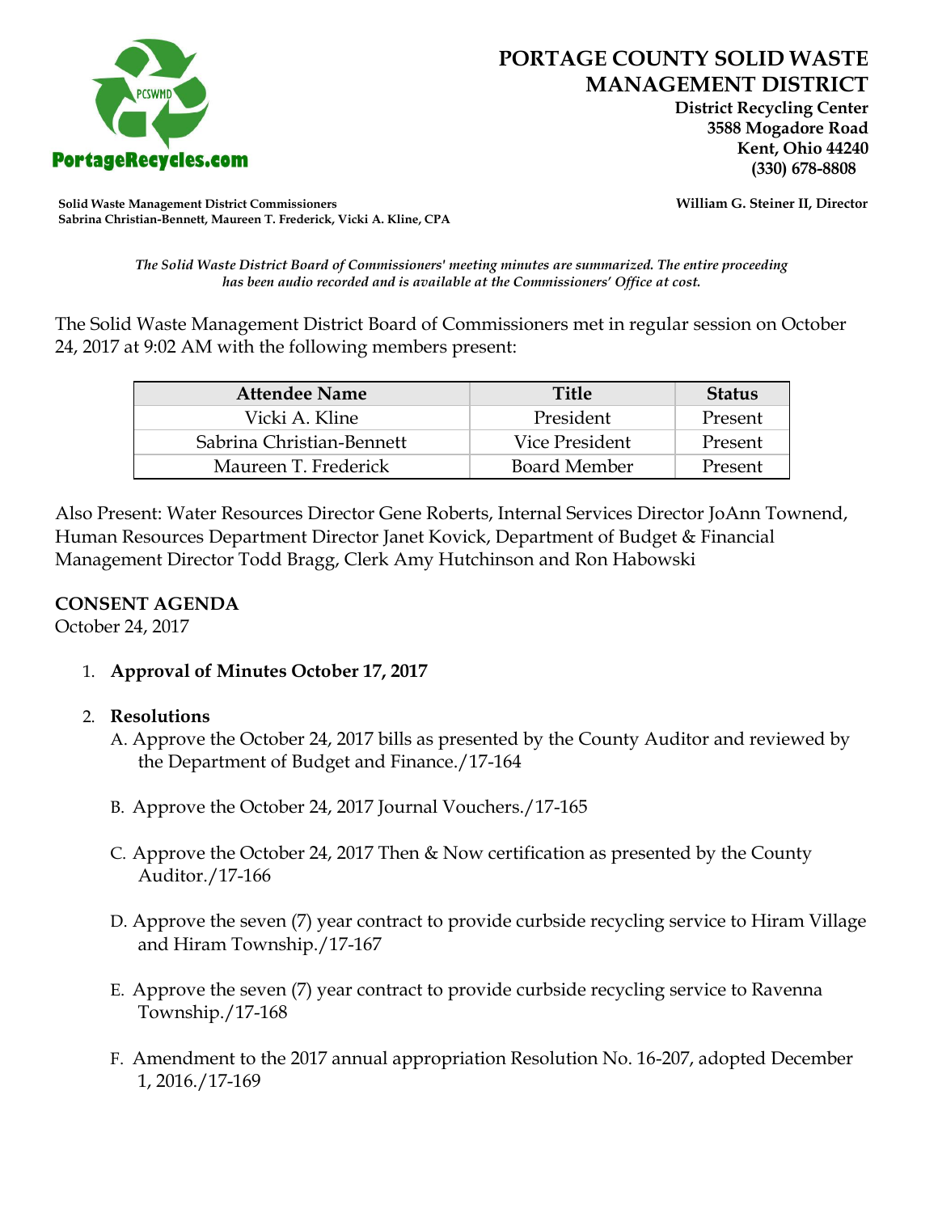# PORTAGE COUNTY SOLID WASTE MANAGEMENT DISTRICT

**District Recycling Center**
**3588 Mogadore Road**
**Kent, Ohio 44240**
**(330) 678-8808**

PCSWMD
PortageRecycles.com

**Solid Waste Management District Commissioners**
**Sabrina Christian-Bennett, Maureen T. Frederick, Vicki A. Kline, CPA**

**William G. Steiner II, Director**

*The Solid Waste District Board of Commissioners' meeting minutes are summarized. The entire proceeding has been audio recorded and is available at the Commissioners' Office at cost.*

The Solid Waste Management District Board of Commissioners met in regular session on October 24, 2017 at 9:02 AM with the following members present:

| Attendee Name | Title | Status |
|---|---|---|
| Vicki A. Kline | President | Present |
| Sabrina Christian-Bennett | Vice President | Present |
| Maureen T. Frederick | Board Member | Present |

Also Present: Water Resources Director Gene Roberts, Internal Services Director JoAnn Townend, Human Resources Department Director Janet Kovick, Department of Budget & Financial Management Director Todd Bragg, Clerk Amy Hutchinson and Ron Habowski

**CONSENT AGENDA**
October 24, 2017

1. **Approval of Minutes October 17, 2017**

2. **Resolutions**
   A. Approve the October 24, 2017 bills as presented by the County Auditor and reviewed by the Department of Budget and Finance./17-164

   B. Approve the October 24, 2017 Journal Vouchers./17-165

   C. Approve the October 24, 2017 Then & Now certification as presented by the County Auditor./17-166

   D. Approve the seven (7) year contract to provide curbside recycling service to Hiram Village and Hiram Township./17-167

   E. Approve the seven (7) year contract to provide curbside recycling service to Ravenna Township./17-168

   F. Amendment to the 2017 annual appropriation Resolution No. 16-207, adopted December 1, 2016./17-169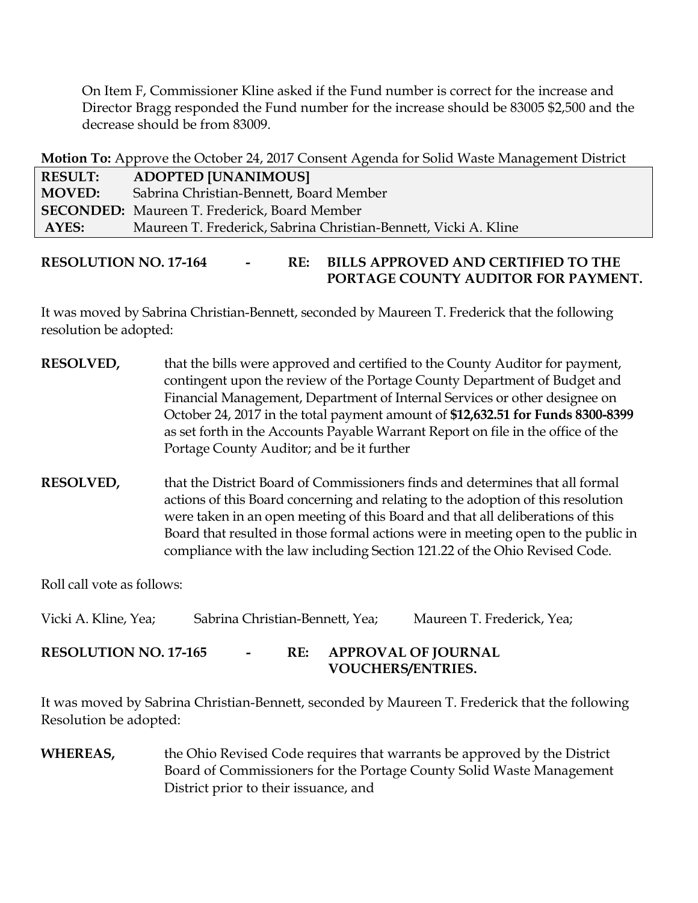On Item F, Commissioner Kline asked if the Fund number is correct for the increase and Director Bragg responded the Fund number for the increase should be 83005 $2,500 and the decrease should be from 83009.

**Motion To:** Approve the October 24, 2017 Consent Agenda for Solid Waste Management District

| | |
|---|---|
| **RESULT:** | **ADOPTED [UNANIMOUS]** |
| **MOVED:** | Sabrina Christian-Bennett, Board Member |
| **SECONDED:** | Maureen T. Frederick, Board Member |
| **AYES:** | Maureen T. Frederick, Sabrina Christian-Bennett, Vicki A. Kline |

**RESOLUTION NO. 17-164 - RE: BILLS APPROVED AND CERTIFIED TO THE PORTAGE COUNTY AUDITOR FOR PAYMENT.**

It was moved by Sabrina Christian-Bennett, seconded by Maureen T. Frederick that the following resolution be adopted:

**RESOLVED,** that the bills were approved and certified to the County Auditor for payment, contingent upon the review of the Portage County Department of Budget and Financial Management, Department of Internal Services or other designee on October 24, 2017 in the total payment amount of **$12,632.51 for Funds 8300-8399** as set forth in the Accounts Payable Warrant Report on file in the office of the Portage County Auditor; and be it further

**RESOLVED,** that the District Board of Commissioners finds and determines that all formal actions of this Board concerning and relating to the adoption of this resolution were taken in an open meeting of this Board and that all deliberations of this Board that resulted in those formal actions were in meeting open to the public in compliance with the law including Section 121.22 of the Ohio Revised Code.

Roll call vote as follows:

Vicki A. Kline, Yea; Sabrina Christian-Bennett, Yea; Maureen T. Frederick, Yea;

**RESOLUTION NO. 17-165 - RE: APPROVAL OF JOURNAL VOUCHERS/ENTRIES.**

It was moved by Sabrina Christian-Bennett, seconded by Maureen T. Frederick that the following Resolution be adopted:

**WHEREAS,** the Ohio Revised Code requires that warrants be approved by the District Board of Commissioners for the Portage County Solid Waste Management District prior to their issuance, and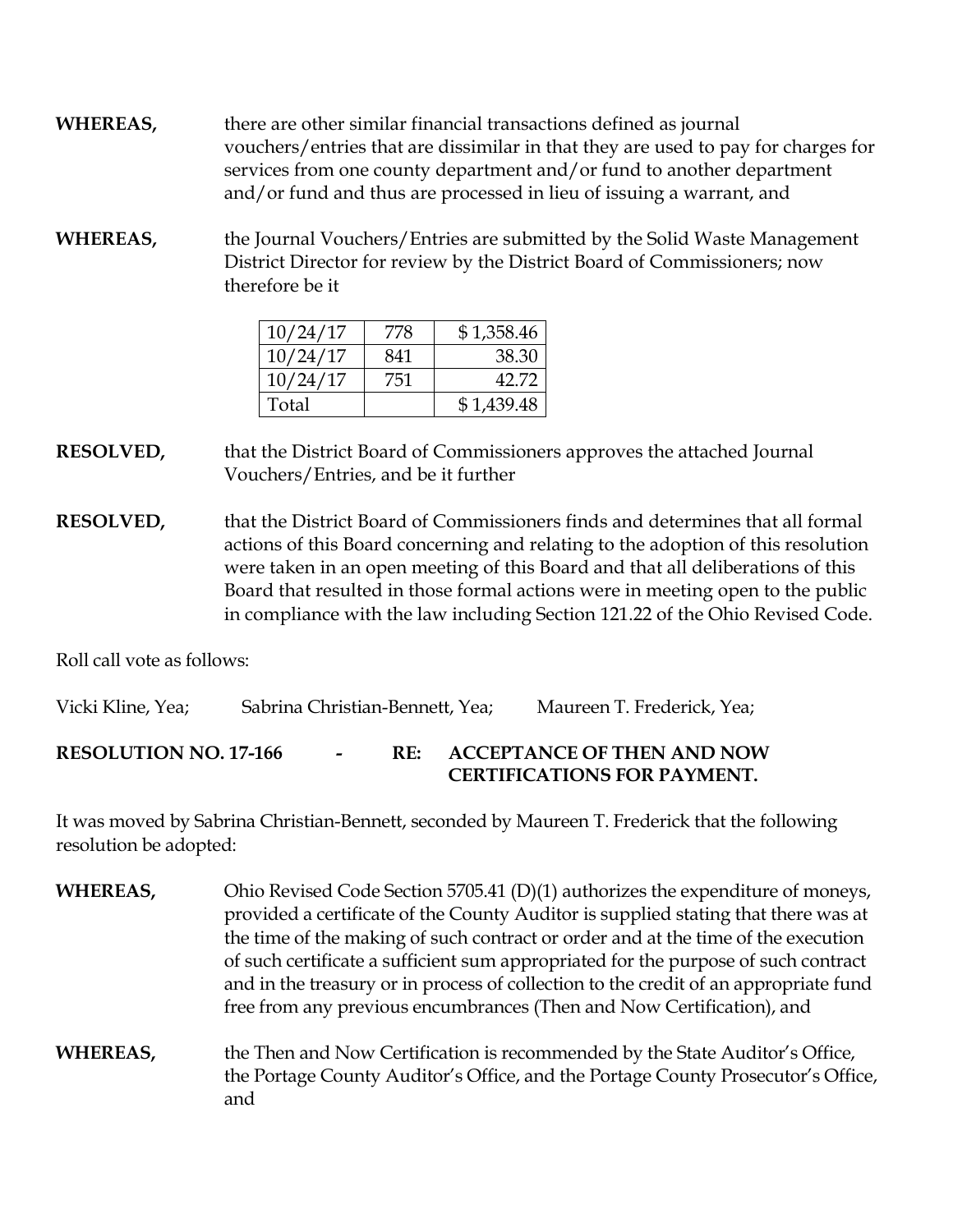**WHEREAS,** there are other similar financial transactions defined as journal vouchers/entries that are dissimilar in that they are used to pay for charges for services from one county department and/or fund to another department and/or fund and thus are processed in lieu of issuing a warrant, and

**WHEREAS,** the Journal Vouchers/Entries are submitted by the Solid Waste Management District Director for review by the District Board of Commissioners; now therefore be it

| | | |
|---|---|---|
| 10/24/17 | 778 | $ 1,358.46 |
| 10/24/17 | 841 | 38.30 |
| 10/24/17 | 751 | 42.72 |
| Total | | $ 1,439.48 |

**RESOLVED,** that the District Board of Commissioners approves the attached Journal Vouchers/Entries, and be it further

**RESOLVED,** that the District Board of Commissioners finds and determines that all formal actions of this Board concerning and relating to the adoption of this resolution were taken in an open meeting of this Board and that all deliberations of this Board that resulted in those formal actions were in meeting open to the public in compliance with the law including Section 121.22 of the Ohio Revised Code.

Roll call vote as follows:

Vicki Kline, Yea; Sabrina Christian-Bennett, Yea; Maureen T. Frederick, Yea;

**RESOLUTION NO. 17-166 - RE: ACCEPTANCE OF THEN AND NOW CERTIFICATIONS FOR PAYMENT.**

It was moved by Sabrina Christian-Bennett, seconded by Maureen T. Frederick that the following resolution be adopted:

**WHEREAS,** Ohio Revised Code Section 5705.41 (D)(1) authorizes the expenditure of moneys, provided a certificate of the County Auditor is supplied stating that there was at the time of the making of such contract or order and at the time of the execution of such certificate a sufficient sum appropriated for the purpose of such contract and in the treasury or in process of collection to the credit of an appropriate fund free from any previous encumbrances (Then and Now Certification), and

**WHEREAS,** the Then and Now Certification is recommended by the State Auditor's Office, the Portage County Auditor's Office, and the Portage County Prosecutor's Office, and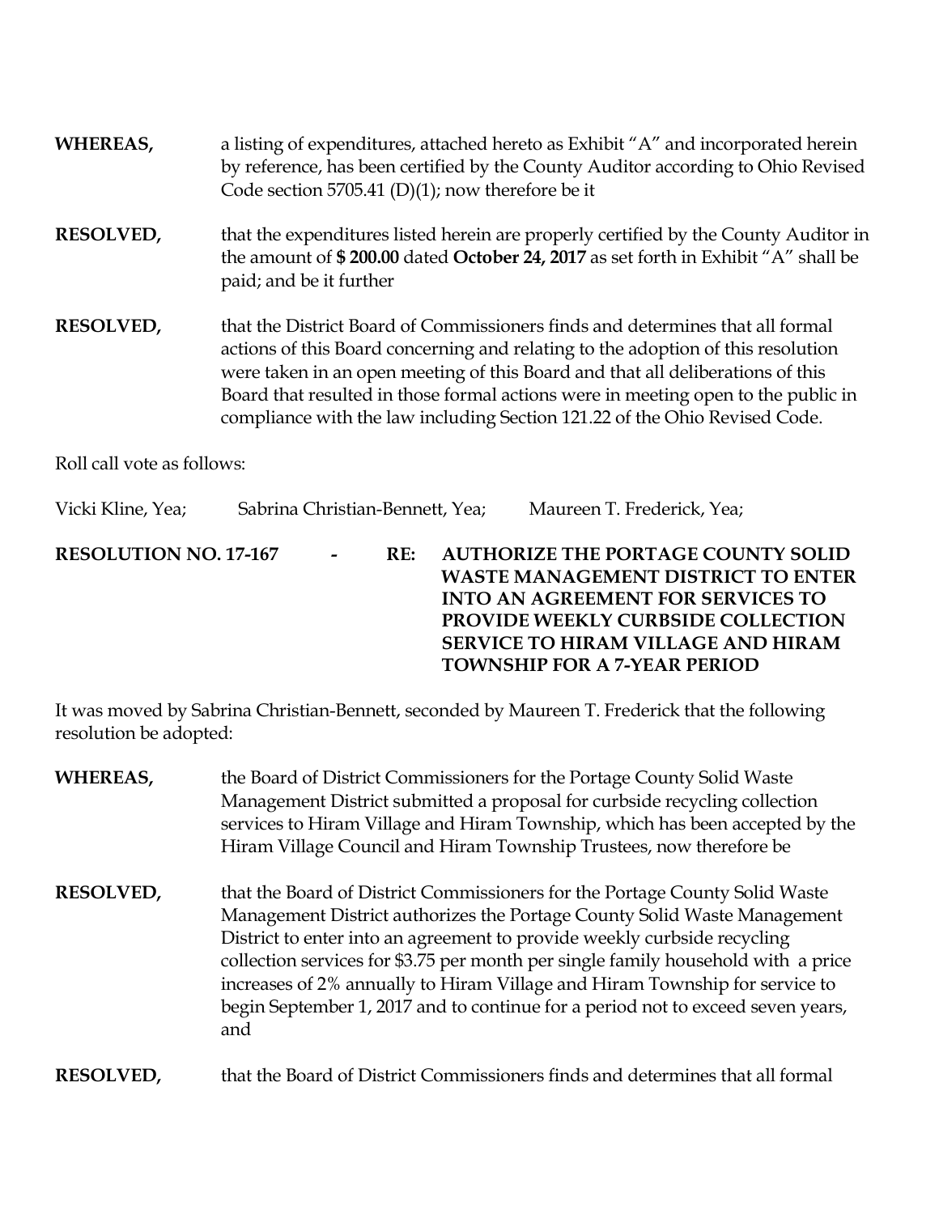**WHEREAS,** a listing of expenditures, attached hereto as Exhibit "A" and incorporated herein by reference, has been certified by the County Auditor according to Ohio Revised Code section 5705.41 (D)(1); now therefore be it

**RESOLVED,** that the expenditures listed herein are properly certified by the County Auditor in the amount of **$ 200.00** dated **October 24, 2017** as set forth in Exhibit "A" shall be paid; and be it further

**RESOLVED,** that the District Board of Commissioners finds and determines that all formal actions of this Board concerning and relating to the adoption of this resolution were taken in an open meeting of this Board and that all deliberations of this Board that resulted in those formal actions were in meeting open to the public in compliance with the law including Section 121.22 of the Ohio Revised Code.

Roll call vote as follows:

Vicki Kline, Yea; Sabrina Christian-Bennett, Yea; Maureen T. Frederick, Yea;

**RESOLUTION NO. 17-167 - RE: AUTHORIZE THE PORTAGE COUNTY SOLID WASTE MANAGEMENT DISTRICT TO ENTER INTO AN AGREEMENT FOR SERVICES TO PROVIDE WEEKLY CURBSIDE COLLECTION SERVICE TO HIRAM VILLAGE AND HIRAM TOWNSHIP FOR A 7-YEAR PERIOD**

It was moved by Sabrina Christian-Bennett, seconded by Maureen T. Frederick that the following resolution be adopted:

**WHEREAS,** the Board of District Commissioners for the Portage County Solid Waste Management District submitted a proposal for curbside recycling collection services to Hiram Village and Hiram Township, which has been accepted by the Hiram Village Council and Hiram Township Trustees, now therefore be

**RESOLVED,** that the Board of District Commissioners for the Portage County Solid Waste Management District authorizes the Portage County Solid Waste Management District to enter into an agreement to provide weekly curbside recycling collection services for $3.75 per month per single family household with a price increases of 2% annually to Hiram Village and Hiram Township for service to begin September 1, 2017 and to continue for a period not to exceed seven years, and

**RESOLVED,** that the Board of District Commissioners finds and determines that all formal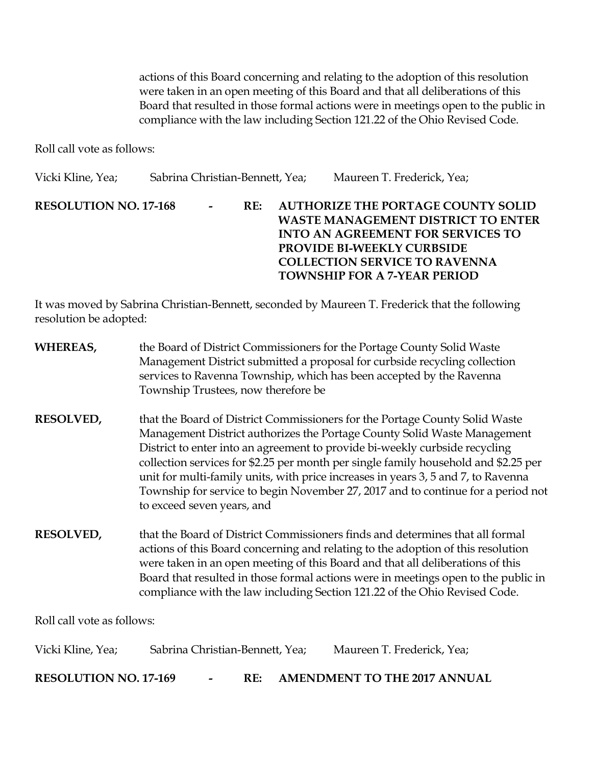actions of this Board concerning and relating to the adoption of this resolution were taken in an open meeting of this Board and that all deliberations of this Board that resulted in those formal actions were in meetings open to the public in compliance with the law including Section 121.22 of the Ohio Revised Code.

Roll call vote as follows:

Vicki Kline, Yea; Sabrina Christian-Bennett, Yea; Maureen T. Frederick, Yea;

**RESOLUTION NO. 17-168 - RE: AUTHORIZE THE PORTAGE COUNTY SOLID WASTE MANAGEMENT DISTRICT TO ENTER INTO AN AGREEMENT FOR SERVICES TO PROVIDE BI-WEEKLY CURBSIDE COLLECTION SERVICE TO RAVENNA TOWNSHIP FOR A 7-YEAR PERIOD**

It was moved by Sabrina Christian-Bennett, seconded by Maureen T. Frederick that the following resolution be adopted:

**WHEREAS,** the Board of District Commissioners for the Portage County Solid Waste Management District submitted a proposal for curbside recycling collection services to Ravenna Township, which has been accepted by the Ravenna Township Trustees, now therefore be

**RESOLVED,** that the Board of District Commissioners for the Portage County Solid Waste Management District authorizes the Portage County Solid Waste Management District to enter into an agreement to provide bi-weekly curbside recycling collection services for $2.25 per month per single family household and $2.25 per unit for multi-family units, with price increases in years 3, 5 and 7, to Ravenna Township for service to begin November 27, 2017 and to continue for a period not to exceed seven years, and

**RESOLVED,** that the Board of District Commissioners finds and determines that all formal actions of this Board concerning and relating to the adoption of this resolution were taken in an open meeting of this Board and that all deliberations of this Board that resulted in those formal actions were in meetings open to the public in compliance with the law including Section 121.22 of the Ohio Revised Code.

Roll call vote as follows:

Vicki Kline, Yea; Sabrina Christian-Bennett, Yea; Maureen T. Frederick, Yea;

**RESOLUTION NO. 17-169 - RE: AMENDMENT TO THE 2017 ANNUAL**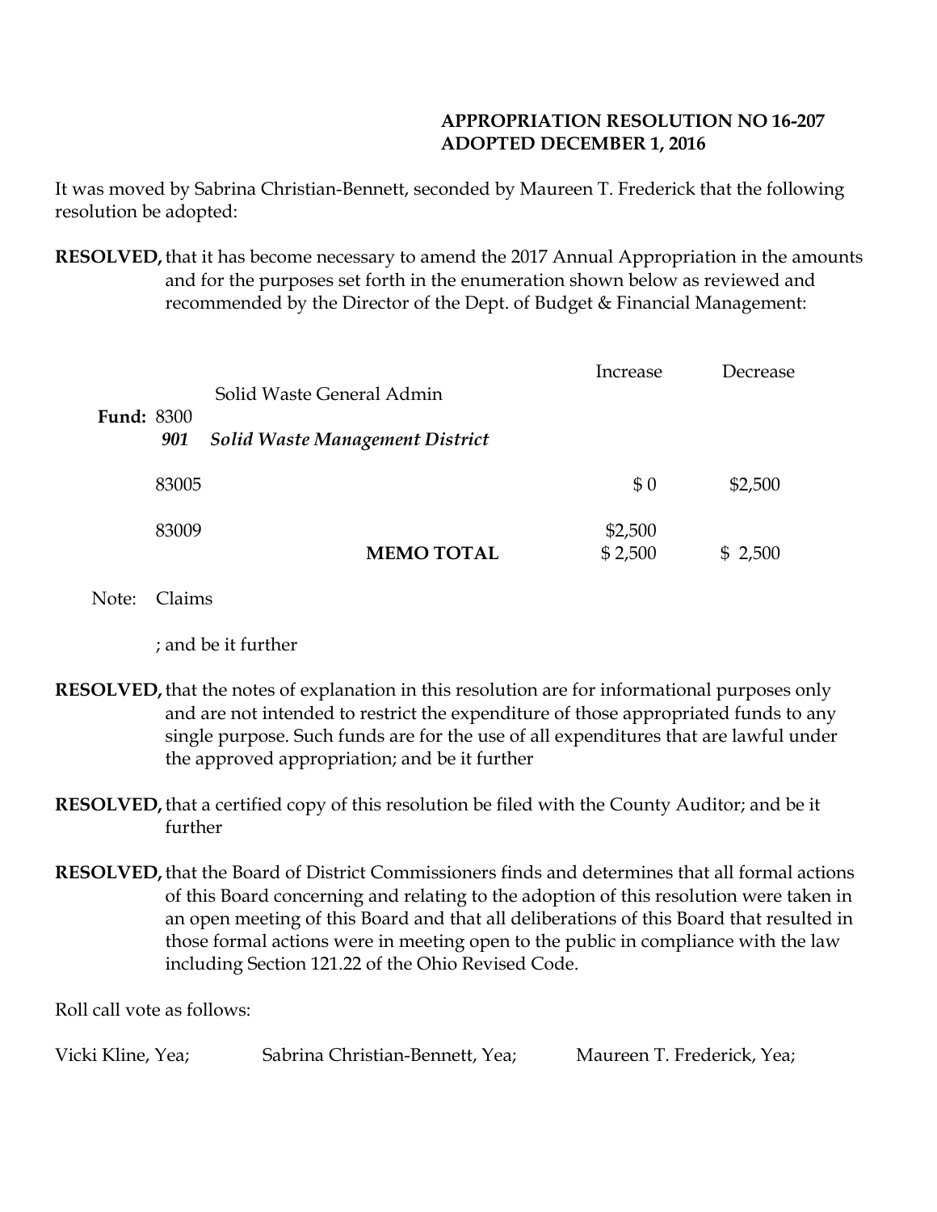**APPROPRIATION RESOLUTION NO 16-207**
**ADOPTED DECEMBER 1, 2016**

It was moved by Sabrina Christian-Bennett, seconded by Maureen T. Frederick that the following resolution be adopted:

**RESOLVED,** that it has become necessary to amend the 2017 Annual Appropriation in the amounts and for the purposes set forth in the enumeration shown below as reviewed and recommended by the Director of the Dept. of Budget & Financial Management:

| | | Increase | Decrease |
|---|---|---|---|
| **Fund:** 8300 | Solid Waste General Admin | | |
| ***901*** | ***Solid Waste Management District*** | | |
| 83005 | | $ 0 | $2,500 |
| 83009 | | $2,500 | |
| | **MEMO TOTAL** | $ 2,500 | $ 2,500 |

Note: Claims

; and be it further

**RESOLVED,** that the notes of explanation in this resolution are for informational purposes only and are not intended to restrict the expenditure of those appropriated funds to any single purpose. Such funds are for the use of all expenditures that are lawful under the approved appropriation; and be it further

**RESOLVED,** that a certified copy of this resolution be filed with the County Auditor; and be it further

**RESOLVED,** that the Board of District Commissioners finds and determines that all formal actions of this Board concerning and relating to the adoption of this resolution were taken in an open meeting of this Board and that all deliberations of this Board that resulted in those formal actions were in meeting open to the public in compliance with the law including Section 121.22 of the Ohio Revised Code.

Roll call vote as follows:

Vicki Kline, Yea; Sabrina Christian-Bennett, Yea; Maureen T. Frederick, Yea;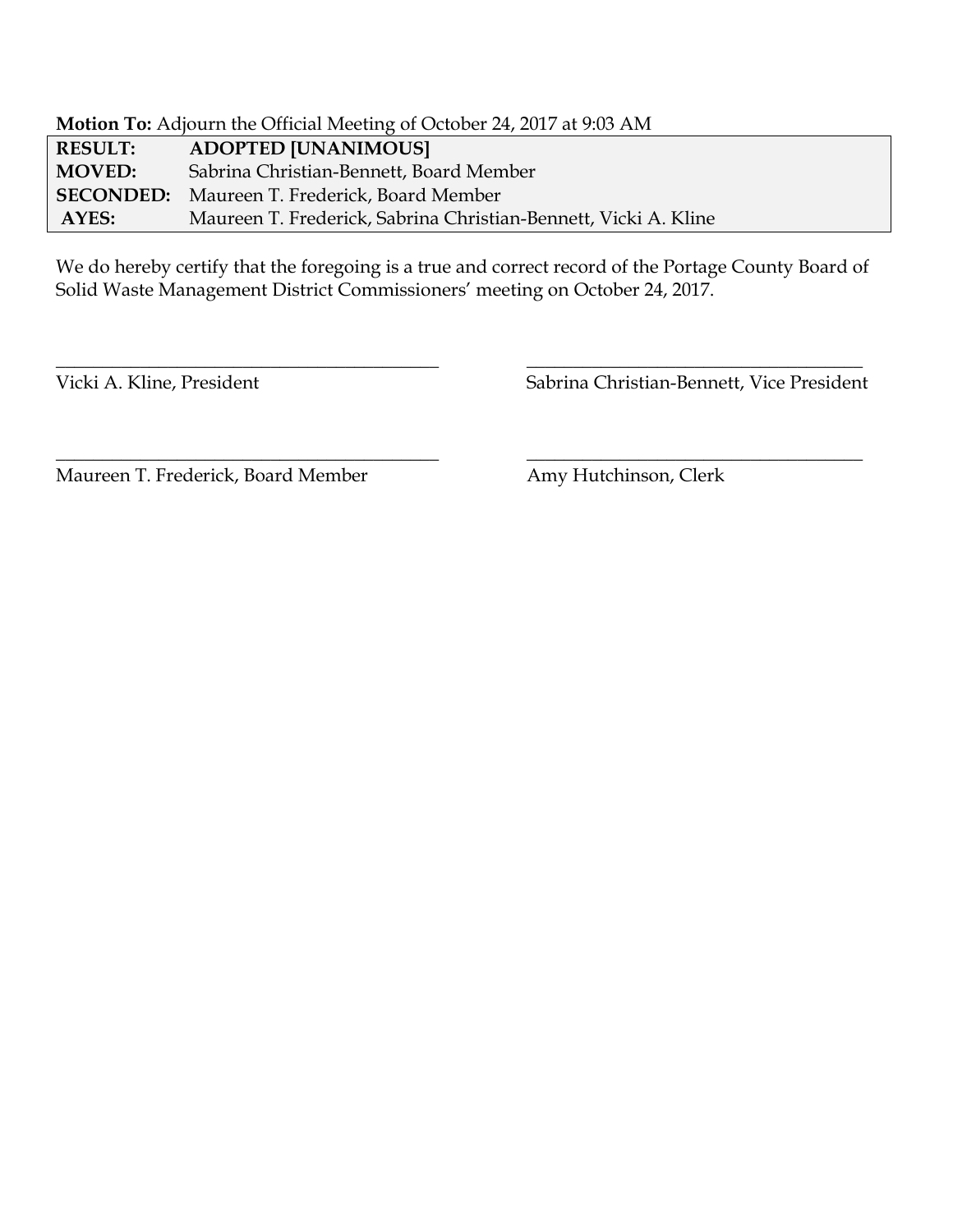**Motion To:** Adjourn the Official Meeting of October 24, 2017 at 9:03 AM

| | |
|---|---|
| **RESULT:** | **ADOPTED [UNANIMOUS]** |
| **MOVED:** | Sabrina Christian-Bennett, Board Member |
| **SECONDED:** | Maureen T. Frederick, Board Member |
| **AYES:** | Maureen T. Frederick, Sabrina Christian-Bennett, Vicki A. Kline |

We do hereby certify that the foregoing is a true and correct record of the Portage County Board of Solid Waste Management District Commissioners' meeting on October 24, 2017.

| | |
|---|---|
| ___________________________________ | ___________________________________ |
| Vicki A. Kline, President | Sabrina Christian-Bennett, Vice President |
| ___________________________________ | ___________________________________ |
| Maureen T. Frederick, Board Member | Amy Hutchinson, Clerk |